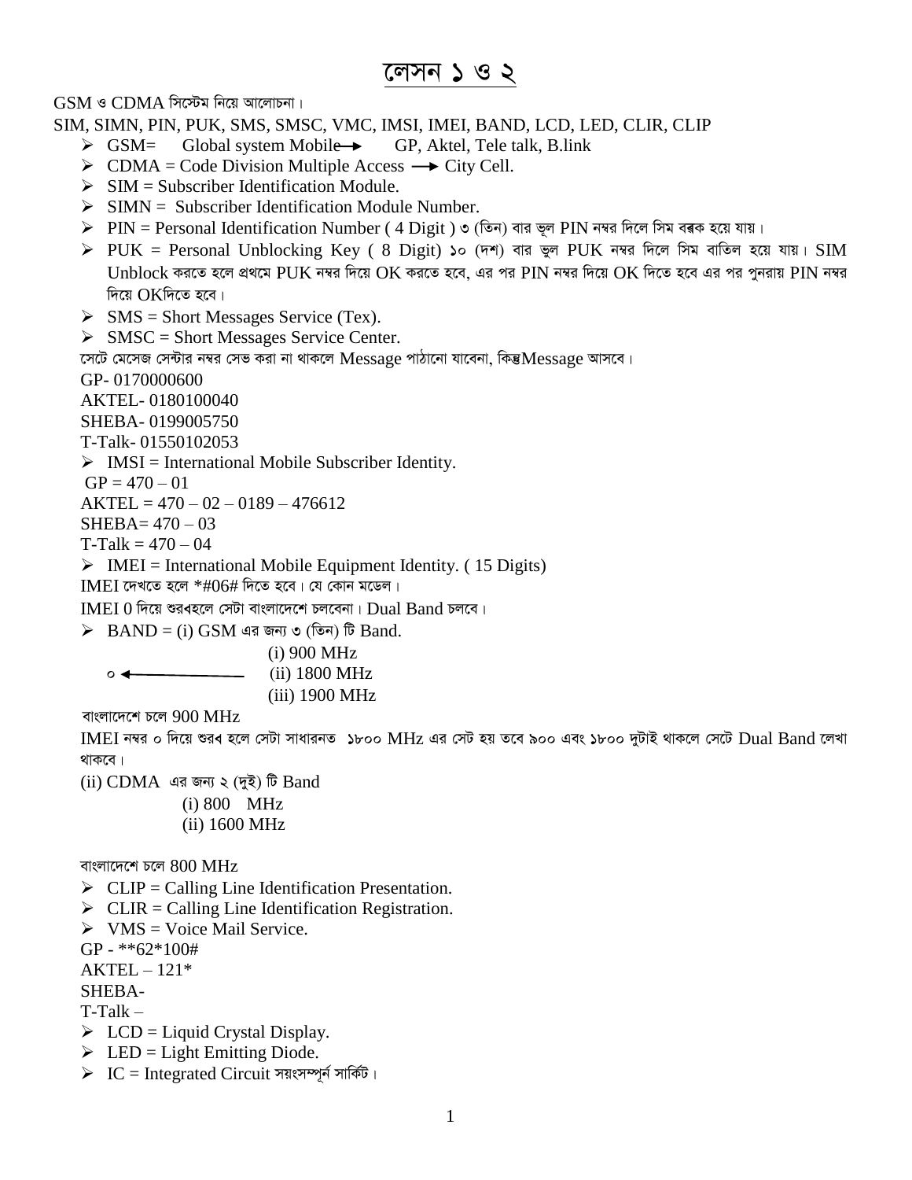# লেসন ১ ও ২

GSM ও CDMA সিস্টেম নিয়ে আলোচনা।

SIM, SIMN, PIN, PUK, SMS, SMSC, VMC, IMSI, IMEI, BAND, LCD, LED, CLIR, CLIP

- GSM= Global system Mobile → GP, Aktel, Tele talk, B.link
- CDMA = Code Division Multiple Access → City Cell.
- SIM = Subscriber Identification Module.
- SIMN = Subscriber Identification Module Number.
- PIN = Personal Identification Number ( 4 Digit ) ৩ (তিন) বার ভুল PIN নম্বর দিলে সিম বন্ধক হয়ে যায়।
- PUK = Personal Unblocking Key ( 8 Digit) ১০ (দশ) বার ভুল PUK নম্বর দিলে সিম বাতিল হয়ে যায়। SIM Unblock করতে হলে প্রথমে PUK নম্বর দিয়ে OK করতে হবে, এর পর PIN নম্বর দিয়ে OK দিতে হবে এর পর পুনরায় PIN নম্বর দিয়ে OKদিতে হবে।
- SMS = Short Messages Service (Tex).
- SMSC = Short Messages Service Center.

সেটে মেসেজ সেন্টার নম্বর সেভ করা না থাকলে Message পাঠানো যাবেনা, কিন্তুMessage আসবে।

GP- 0170000600

AKTEL- 0180100040

SHEBA- 0199005750

T-Talk- 01550102053

- IMSI = International Mobile Subscriber Identity.

GP = 470 – 01

AKTEL = 470 – 02 – 0189 – 476612

SHEBA= 470 – 03

T-Talk = 470 – 04

- IMEI = International Mobile Equipment Identity. ( 15 Digits)

IMEI দেখতে হলে *#06# দিতে হবে। যে কোন মডেল।

IMEI 0 দিয়ে শুরুহলে সেটা বাংলাদেশে চলবেনা। Dual Band চলবে।

- BAND = (i) GSM এর জন্য ৩ (তিন) টি Band.

 (i) 900 MHz

 ০ ← (ii) 1800 MHz

 (iii) 1900 MHz

বাংলাদেশে চলে 900 MHz

IMEI নম্বর ০ দিয়ে শুরু হলে সেটা সাধারনত ১৮০০ MHz এর সেট হয় তবে ৯০০ এবং ১৮০০ দুটাই থাকলে সেটে Dual Band লেখা থাকবে।

(ii) CDMA এর জন্য ২ (দুই) টি Band

 (i) 800 MHz

 (ii) 1600 MHz

বাংলাদেশে চলে 800 MHz

- CLIP = Calling Line Identification Presentation.
- CLIR = Calling Line Identification Registration.
- VMS = Voice Mail Service.

GP - **62*100#

AKTEL – 121*

SHEBA-

T-Talk –

- LCD = Liquid Crystal Display.
- LED = Light Emitting Diode.
- IC = Integrated Circuit সয়ংসম্পূর্ন সার্কিট।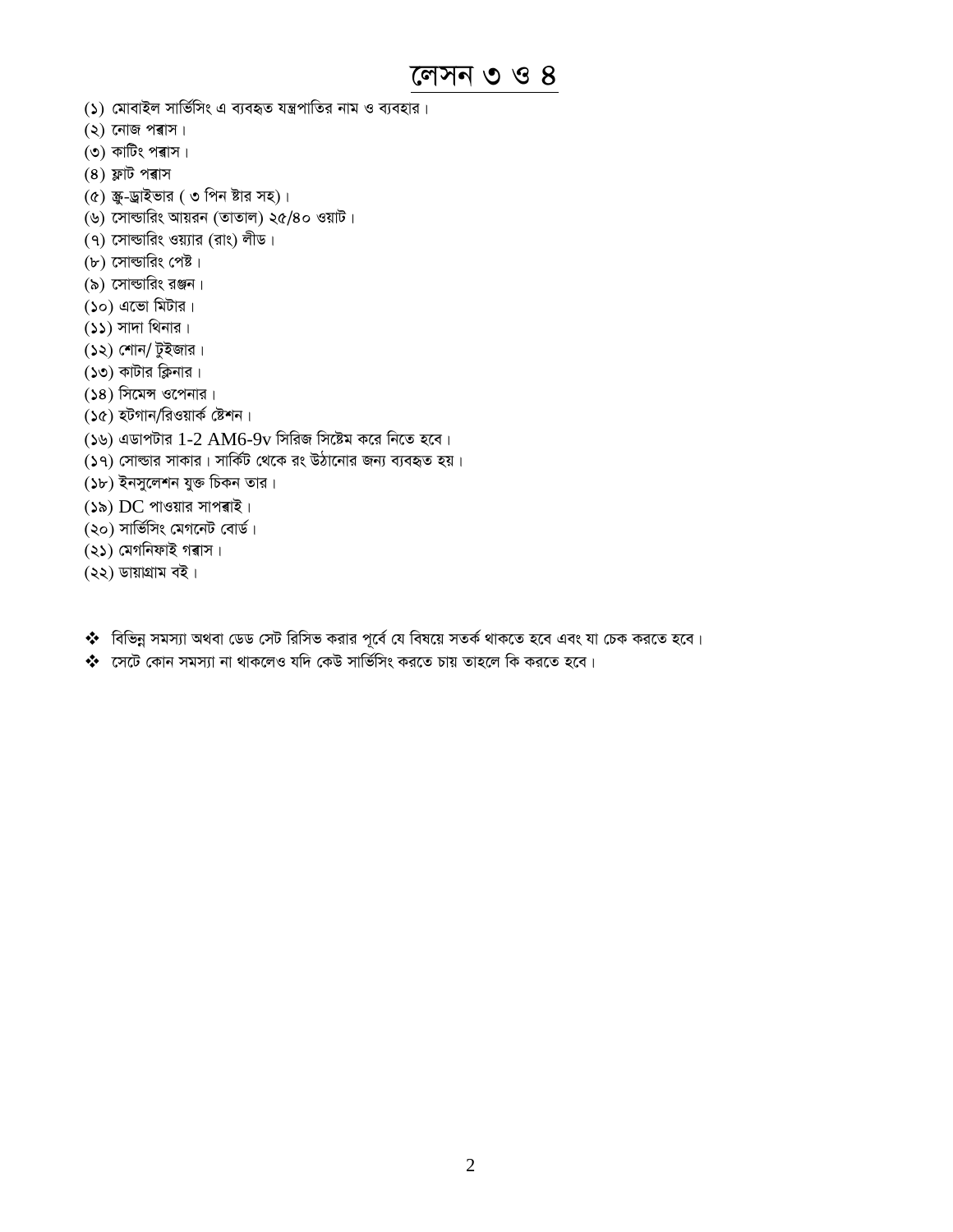# লেসন ৩ ও ৪

(১) মোবাইল সার্ভিসিং এ ব্যবহৃত যন্ত্রপাতির নাম ও ব্যবহার।
(২) নোজ প্লাস।
(৩) কাটিং প্লাস।
(৪) ফ্লাট প্লাস
(৫) স্ক্রু-ড্রাইভার ( ৩ পিন ষ্টার সহ)।
(৬) সোল্ডারিং আয়রন (তাতাল) ২৫/৪০ ওয়াট।
(৭) সোল্ডারিং ওয়্যার (রাং) লীড।
(৮) সোল্ডারিং পেষ্ট।
(৯) সোল্ডারিং রঞ্জন।
(১০) এভো মিটার।
(১১) সাদা থিনার।
(১২) শোন/ টুইজার।
(১৩) কাটার ক্লিনার।
(১৪) সিমেন্স ওপেনার।
(১৫) হটগান/রিওয়ার্ক ষ্টেশন।
(১৬) এডাপটার 1-2 AM6-9v সিরিজ সিষ্টেম করে নিতে হবে।
(১৭) সোল্ডার সাকার। সার্কিট থেকে রং উঠানোর জন্য ব্যবহৃত হয়।
(১৮) ইনসুলেশন যুক্ত চিকন তার।
(১৯) DC পাওয়ার সাপ্লাই।
(২০) সার্ভিসিং মেগনেট বোর্ড।
(২১) মেগনিফাই গ্লাস।
(২২) ডায়াগ্রাম বই।

- বিভিন্ন সমস্যা অথবা ডেড সেট রিসিভ করার পূর্বে যে বিষয়ে সতর্ক থাকতে হবে এবং যা চেক করতে হবে।
- সেটে কোন সমস্যা না থাকলেও যদি কেউ সার্ভিসিং করতে চায় তাহলে কি করতে হবে।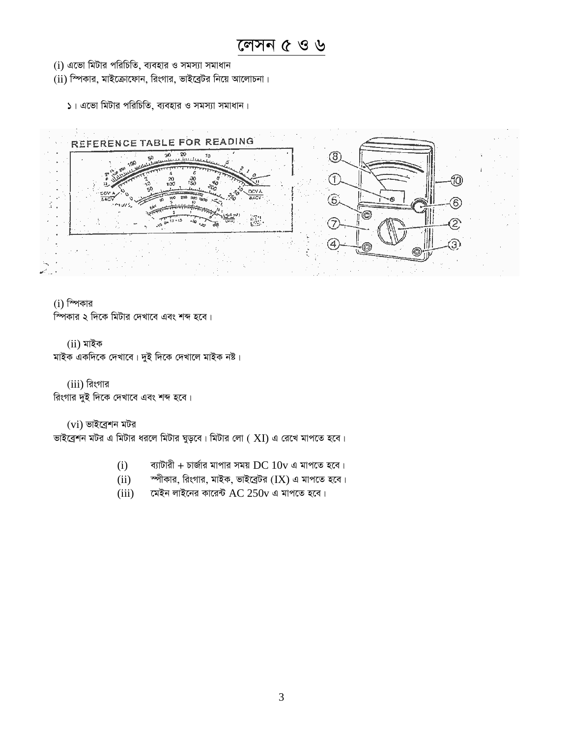# লেসন ৫ ও ৬

(i) এভো মিটার পরিচিতি, ব্যবহার ও সমস্যা সমাধান

(ii) স্পিকার, মাইক্রোফোন, রিংগার, ভাইব্রেটর নিয়ে আলোচনা।

১। এভো মিটার পরিচিতি, ব্যবহার ও সমস্যা সমাধান।

(i) স্পিকার

স্পিকার ২ দিকে মিটার দেখাবে এবং শব্দ হবে।

(ii) মাইক

মাইক একদিকে দেখাবে। দুই দিকে দেখালে মাইক নষ্ট।

(iii) রিংগার

রিংগার দুই দিকে দেখাবে এবং শব্দ হবে।

(vi) ভাইব্রেশন মটর

ভাইব্রেশন মটর এ মিটার ধরলে মিটার ঘুড়বে। মিটার লো ( XI) এ রেখে মাপতে হবে।

(i) ব্যাটারী + চার্জার মাপার সময় DC 10v এ মাপতে হবে।

(ii) স্পীকার, রিংগার, মাইক, ভাইব্রেটর (IX) এ মাপতে হবে।

(iii) মেইন লাইনের কারেন্ট AC 250v এ মাপতে হবে।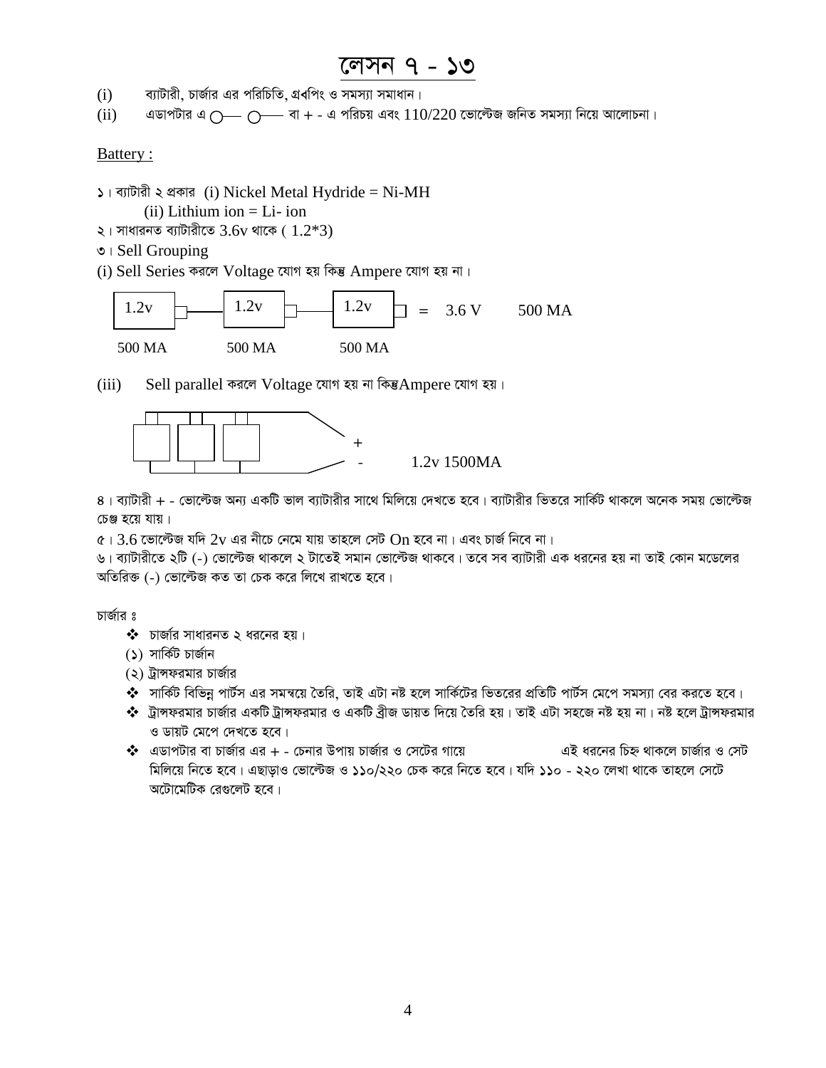# লেসন ৭ - ১৩

(i) ব্যাটারী, চার্জার এর পরিচিতি, গ্রবপিং ও সমস্যা সমাধান।

(ii) এডাপটার এ ○— ○— বা + - এ পরিচয় এবং 110/220 ভোল্টেজ জনিত সমস্যা নিয়ে আলোচনা।

Battery :

১। ব্যাটারী ২ প্রকার (i) Nickel Metal Hydride = Ni-MH
(ii) Lithium ion = Li- ion

২। সাধারনত ব্যাটারীতে 3.6v থাকে ( 1.2*3)

৩। Sell Grouping

(i) Sell Series করলে Voltage যোগ হয় কিন্তু Ampere যোগ হয় না।

1.2v — 1.2v — 1.2v = 3.6 V 500 MA

500 MA 500 MA 500 MA

(iii) Sell parallel করলে Voltage যোগ হয় না কিন্তুAmpere যোগ হয়।

\+
\- 1.2v 1500MA

৪। ব্যাটারী + - ভোল্টেজ অন্য একটি ভাল ব্যাটারীর সাথে মিলিয়ে দেখতে হবে। ব্যাটারীর ভিতরে সার্কিট থাকলে অনেক সময় ভোল্টেজ চেঞ্জ হয়ে যায়।

৫। 3.6 ভোল্টেজ যদি 2v এর নীচে নেমে যায় তাহলে সেট On হবে না। এবং চার্জ নিবে না।

৬। ব্যাটারীতে ২টি (-) ভোল্টেজ থাকলে ২ টাতেই সমান ভোল্টেজ থাকবে। তবে সব ব্যাটারী এক ধরনের হয় না তাই কোন মডেলের অতিরিক্ত (-) ভোল্টেজ কত তা চেক করে লিখে রাখতে হবে।

চার্জার ঃ

- ❖ চার্জার সাধারনত ২ ধরনের হয়।
  (১) সার্কিট চার্জান
  (২) ট্রান্সফরমার চার্জার
- ❖ সার্কিট বিভিন্ন পার্টস এর সমন্বয়ে তৈরি, তাই এটা নষ্ট হলে সার্কিটের ভিতরের প্রতিটি পার্টস মেপে সমস্যা বের করতে হবে।
- ❖ ট্রান্সফরমার চার্জার একটি ট্রান্সফরমার ও একটি ব্রীজ ডায়ত দিয়ে তৈরি হয়। তাই এটা সহজে নষ্ট হয় না। নষ্ট হলে ট্রান্সফরমার ও ডায়ট মেপে দেখতে হবে।
- ❖ এডাপটার বা চার্জার এর + - চেনার উপায় চার্জার ও সেটের গায়ে এই ধরনের চিহ্ন থাকলে চার্জার ও সেট মিলিয়ে নিতে হবে। এছাড়াও ভোল্টেজ ও ১১০/২২০ চেক করে নিতে হবে। যদি ১১০ - ২২০ লেখা থাকে তাহলে সেটে অটোমেটিক রেগুলেট হবে।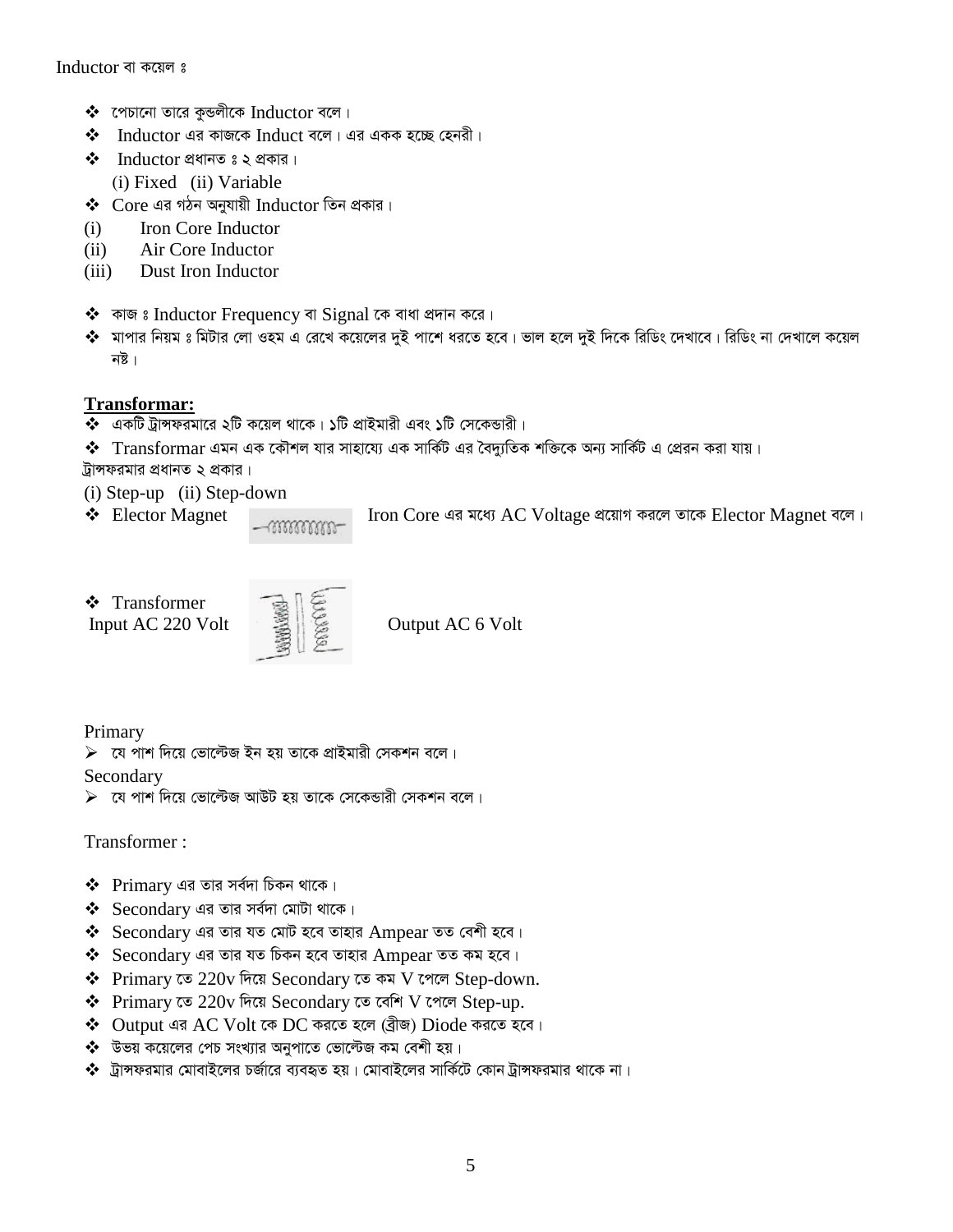Inductor বা কয়েল ঃ

- পেচানো তারে কুন্ডলীকে Inductor বলে।
- Inductor এর কাজকে Induct বলে। এর একক হচ্ছে হেনরী।
- Inductor প্রধানত ঃ ২ প্রকার।
  (i) Fixed (ii) Variable
- Core এর গঠন অনুযায়ী Inductor তিন প্রকার।

(i) Iron Core Inductor
(ii) Air Core Inductor
(iii) Dust Iron Inductor

- কাজ ঃ Inductor Frequency বা Signal কে বাধা প্রদান করে।
- মাপার নিয়ম ঃ মিটার লো ওহম এ রেখে কয়েলের দুই পাশে ধরতে হবে। ভাল হলে দুই দিকে রিডিং দেখাবে। রিডিং না দেখালে কয়েল নষ্ট।

## Transformar:

- একটি ট্রান্সফরমারে ২টি কয়েল থাকে। ১টি প্রাইমারী এবং ১টি সেকেন্ডারী।
- Transformar এমন এক কৌশল যার সাহায্যে এক সার্কিট এর বৈদ্যুতিক শক্তিকে অন্য সার্কিট এ প্রেরন করা যায়।

ট্রান্সফরমার প্রধানত ২ প্রকার।

(i) Step-up (ii) Step-down

- Elector Magnet — Iron Core এর মধ্যে AC Voltage প্রয়োগ করলে তাকে Elector Magnet বলে।

- Transformer
  Input AC 220 Volt — Output AC 6 Volt

Primary

- যে পাশ দিয়ে ভোল্টেজ ইন হয় তাকে প্রাইমারী সেকশন বলে।

Secondary

- যে পাশ দিয়ে ভোল্টেজ আউট হয় তাকে সেকেন্ডারী সেকশন বলে।

Transformer :

- Primary এর তার সর্বদা চিকন থাকে।
- Secondary এর তার সর্বদা মোটা থাকে।
- Secondary এর তার যত মোট হবে তাহার Ampear তত বেশী হবে।
- Secondary এর তার যত চিকন হবে তাহার Ampear তত কম হবে।
- Primary তে 220v দিয়ে Secondary তে কম V পেলে Step-down.
- Primary তে 220v দিয়ে Secondary তে বেশি V পেলে Step-up.
- Output এর AC Volt কে DC করতে হলে (ব্রীজ) Diode করতে হবে।
- উভয় কয়েলের পেচ সংখ্যার অনুপাতে ভোল্টেজ কম বেশী হয়।
- ট্রান্সফরমার মোবাইলের চর্জারে ব্যবহৃত হয়। মোবাইলের সার্কিটে কোন ট্রান্সফরমার থাকে না।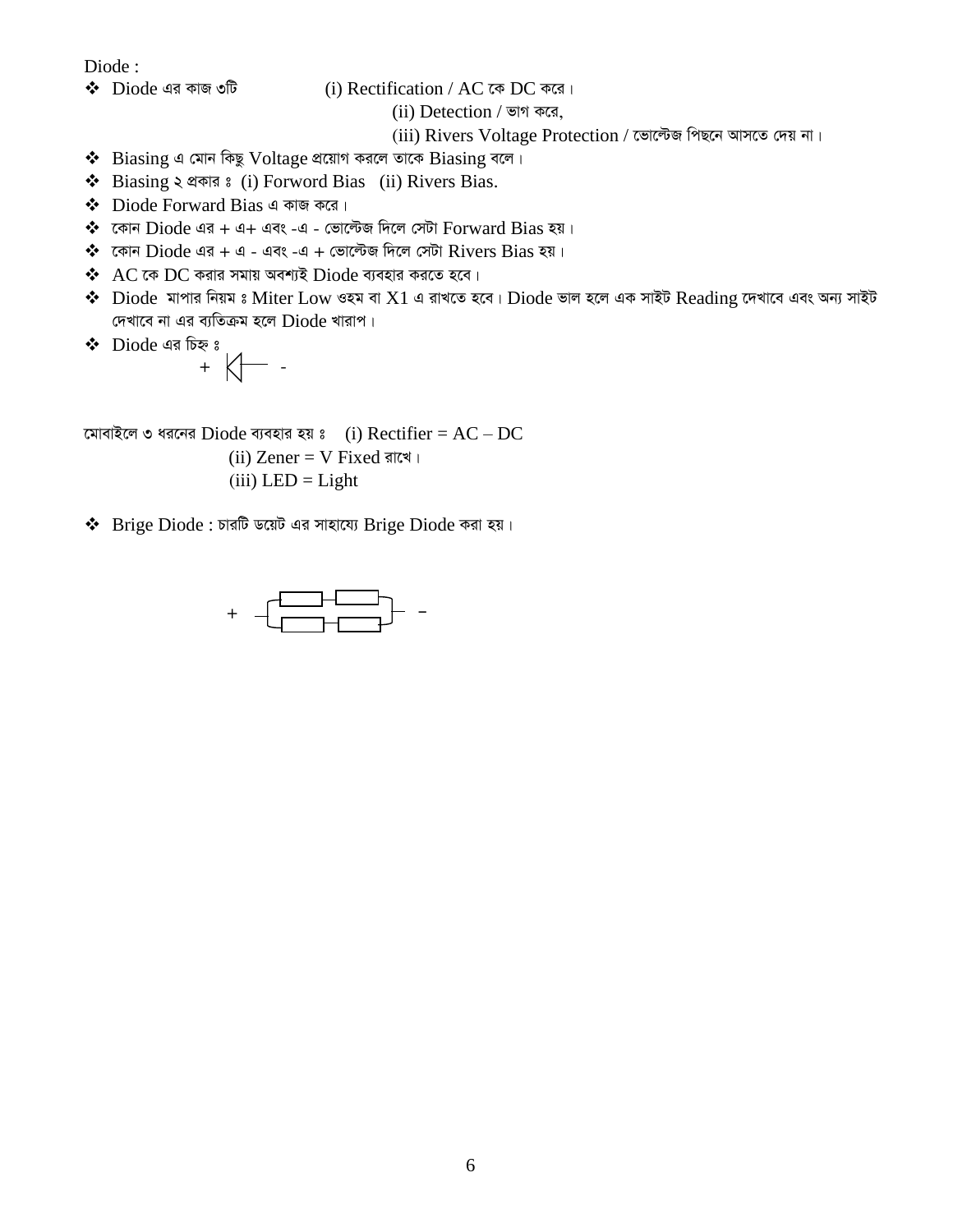Diode :

- Diode এর কাজ ৩টি (i) Rectification / AC কে DC করে।
  (ii) Detection / ভাগ করে,
  (iii) Rivers Voltage Protection / ভোল্টেজ পিছনে আসতে দেয় না।
- Biasing এ মোন কিছু Voltage প্রয়োগ করলে তাকে Biasing বলে।
- Biasing ২ প্রকার ঃ (i) Forword Bias (ii) Rivers Bias.
- Diode Forward Bias এ কাজ করে।
- কোন Diode এর + এ+ এবং -এ - ভোল্টেজ দিলে সেটা Forward Bias হয়।
- কোন Diode এর + এ - এবং -এ + ভোল্টেজ দিলে সেটা Rivers Bias হয়।
- AC কে DC করার সময় অবশ্যই Diode ব্যবহার করতে হবে।
- Diode মাপার নিয়ম ঃ Miter Low ওহম বা X1 এ রাখতে হবে। Diode ভাল হলে এক সাইট Reading দেখাবে এবং অন্য সাইট দেখাবে না এর ব্যতিক্রম হলে Diode খারাপ।
- Diode এর চিহ্ন ঃ

  \+ ◁| -

মোবাইলে ৩ ধরনের Diode ব্যবহার হয় ঃ (i) Rectifier = AC – DC
(ii) Zener = V Fixed রাখে।
(iii) LED = Light

- Brige Diode : চারটি ডয়েট এর সাহায্যে Brige Diode করা হয়।

\+ –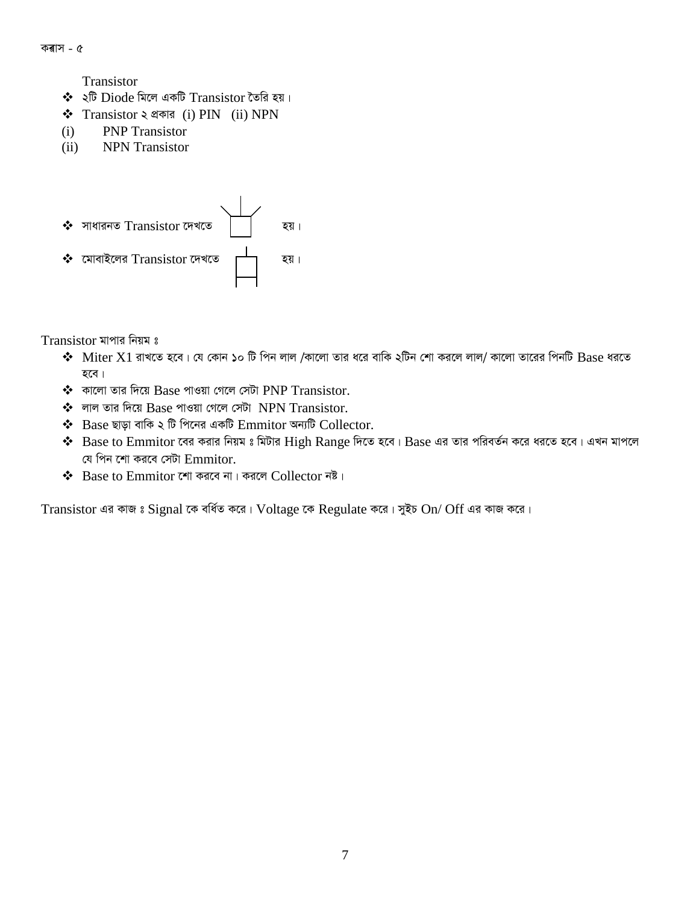ক্লাস - ৫

Transistor

- ২টি Diode মিলে একটি Transistor তৈরি হয়।
- Transistor ২ প্রকার (i) PIN (ii) NPN

(i) PNP Transistor
(ii) NPN Transistor

- সাধারনত Transistor দেখতে হয়।
- মোবাইলের Transistor দেখতে হয়।

Transistor মাপার নিয়ম ঃ

- Miter X1 রাখতে হবে। যে কোন ১০ টি পিন লাল /কালো তার ধরে বাকি ২টিন শো করলে লাল/ কালো তারের পিনটি Base ধরতে হবে।
- কালো তার দিয়ে Base পাওয়া গেলে সেটা PNP Transistor.
- লাল তার দিয়ে Base পাওয়া গেলে সেটা NPN Transistor.
- Base ছাড়া বাকি ২ টি পিনের একটি Emmitor অন্যটি Collector.
- Base to Emmitor বের করার নিয়ম ঃ মিটার High Range দিতে হবে। Base এর তার পরিবর্তন করে ধরতে হবে। এখন মাপলে যে পিন শো করবে সেটা Emmitor.
- Base to Emmitor শো করবে না। করলে Collector নষ্ট।

Transistor এর কাজ ঃ Signal কে বর্ধিত করে। Voltage কে Regulate করে। সুইচ On/ Off এর কাজ করে।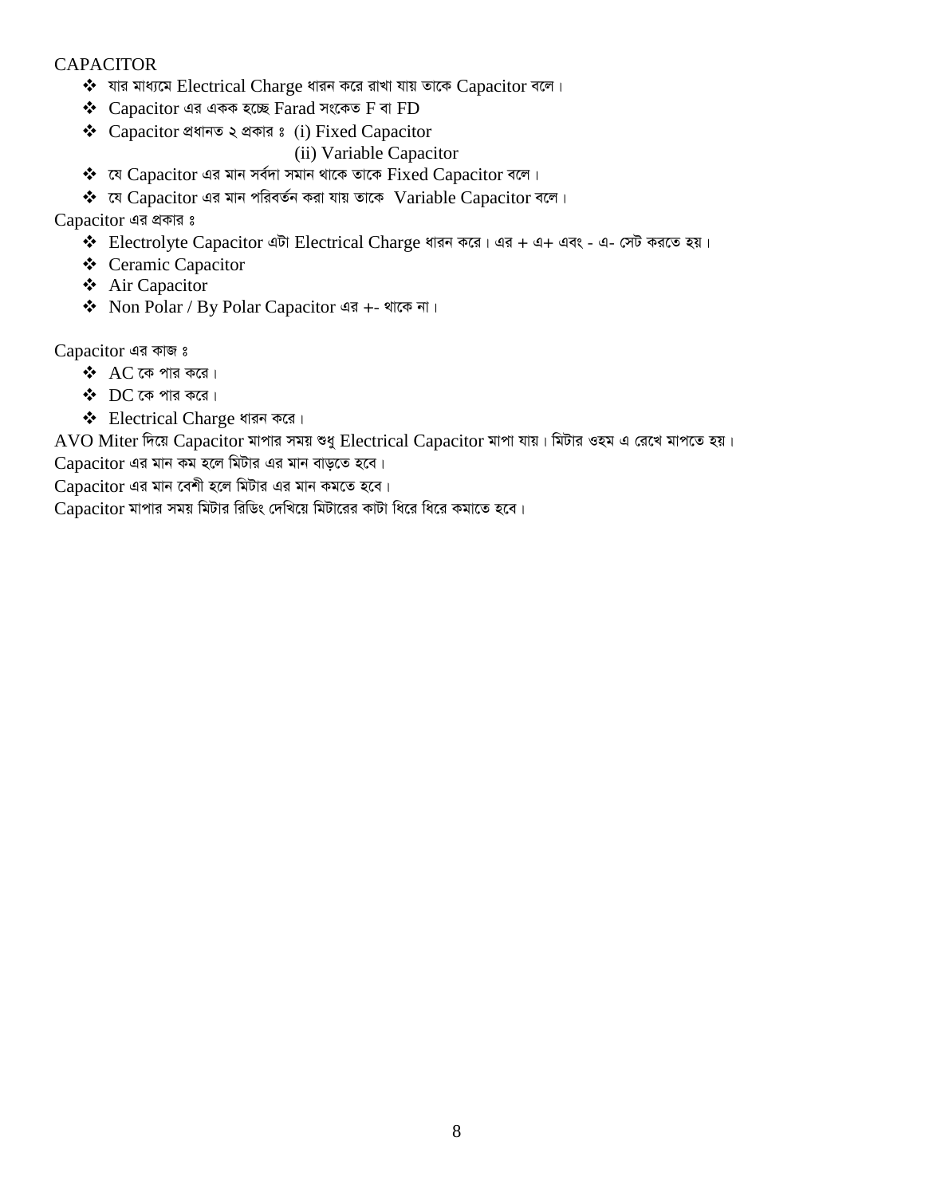CAPACITOR

- যার মাধ্যমে Electrical Charge ধারন করে রাখা যায় তাকে Capacitor বলে।
- Capacitor এর একক হচ্ছে Farad সংকেত F বা FD
- Capacitor প্রধানত ২ প্রকার ঃ (i) Fixed Capacitor
  (ii) Variable Capacitor
- যে Capacitor এর মান সর্বদা সমান থাকে তাকে Fixed Capacitor বলে।
- যে Capacitor এর মান পরিবর্তন করা যায় তাকে Variable Capacitor বলে।

Capacitor এর প্রকার ঃ

- Electrolyte Capacitor এটা Electrical Charge ধারন করে। এর + এ+ এবং - এ- সেট করতে হয়।
- Ceramic Capacitor
- Air Capacitor
- Non Polar / By Polar Capacitor এর +- থাকে না।

Capacitor এর কাজ ঃ

- AC কে পার করে।
- DC কে পার করে।
- Electrical Charge ধারন করে।

AVO Miter দিয়ে Capacitor মাপার সময় শুধু Electrical Capacitor মাপা যায়। মিটার ওহম এ রেখে মাপতে হয়।

Capacitor এর মান কম হলে মিটার এর মান বাড়তে হবে।

Capacitor এর মান বেশী হলে মিটার এর মান কমতে হবে।

Capacitor মাপার সময় মিটার রিডিং দেখিয়ে মিটারের কাটা ধিরে ধিরে কমাতে হবে।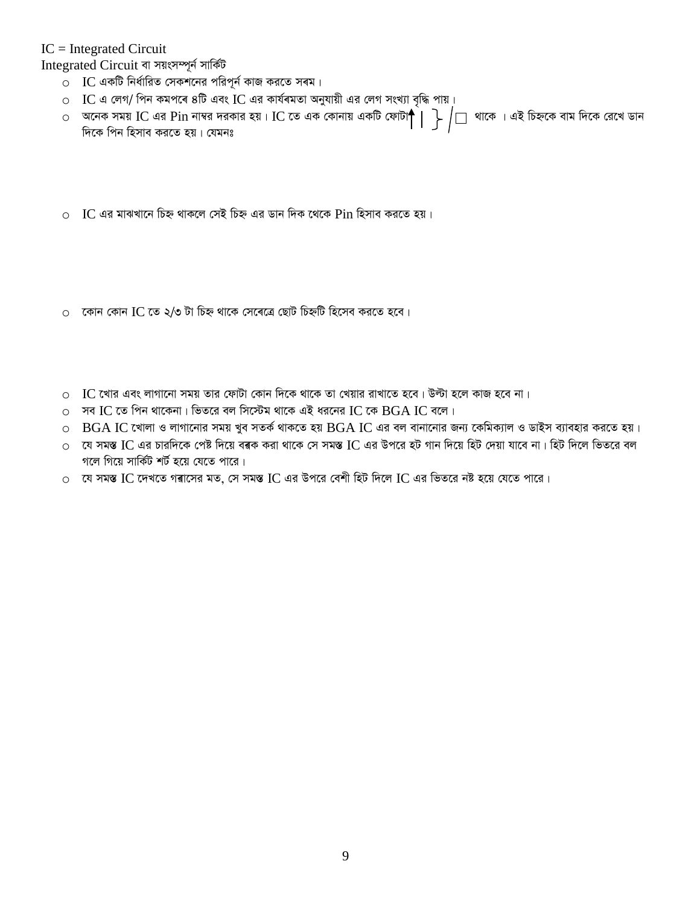IC = Integrated Circuit

Integrated Circuit বা সয়ংসম্পূর্ন সার্কিট

- IC একটি নির্ধারিত সেকশনের পরিপূর্ন কাজ করতে সৰম।
- IC এ লেগ/ পিন কমপৰে ৪টি এবং IC এর কার্যৰমতা অনুযায়ী এর লেগ সংখ্যা বৃদ্ধি পায়।
- অনেক সময় IC এর Pin নাম্বর দরকার হয়। IC তে এক কোনায় একটি ফোটা ↑ | } / □ থাকে । এই চিহ্নকে বাম দিকে রেখে ডান দিকে পিন হিসাব করতে হয়। যেমনঃ
- IC এর মাঝখানে চিহ্ন থাকলে সেই চিহ্ন এর ডান দিক থেকে Pin হিসাব করতে হয়।
- কোন কোন IC তে ২/৩ টা চিহ্ন থাকে সেৰেত্রে ছোট চিহ্নটি হিসেব করতে হবে।
- IC খোর এবং লাগানো সময় তার ফোটা কোন দিকে থাকে তা খেয়ার রাখাতে হবে। উল্টা হলে কাজ হবে না।
- সব IC তে পিন থাকেনা। ভিতরে বল সিস্টেম থাকে এই ধরনের IC কে BGA IC বলে।
- BGA IC খোলা ও লাগানোর সময় খুব সতর্ক থাকতে হয় BGA IC এর বল বানানোর জন্য কেমিক্যাল ও ডাইস ব্যাবহার করতে হয়।
- যে সমস্ত IC এর চারদিকে পেষ্ট দিয়ে বৰক করা থাকে সে সমস্ত IC এর উপরে হট গান দিয়ে হিট দেয়া যাবে না। হিট দিলে ভিতরে বল গলে গিয়ে সার্কিট শর্ট হয়ে যেতে পারে।
- যে সমস্ত IC দেখতে গৰাসের মত, সে সমস্ত IC এর উপরে বেশী হিট দিলে IC এর ভিতরে নষ্ট হয়ে যেতে পারে।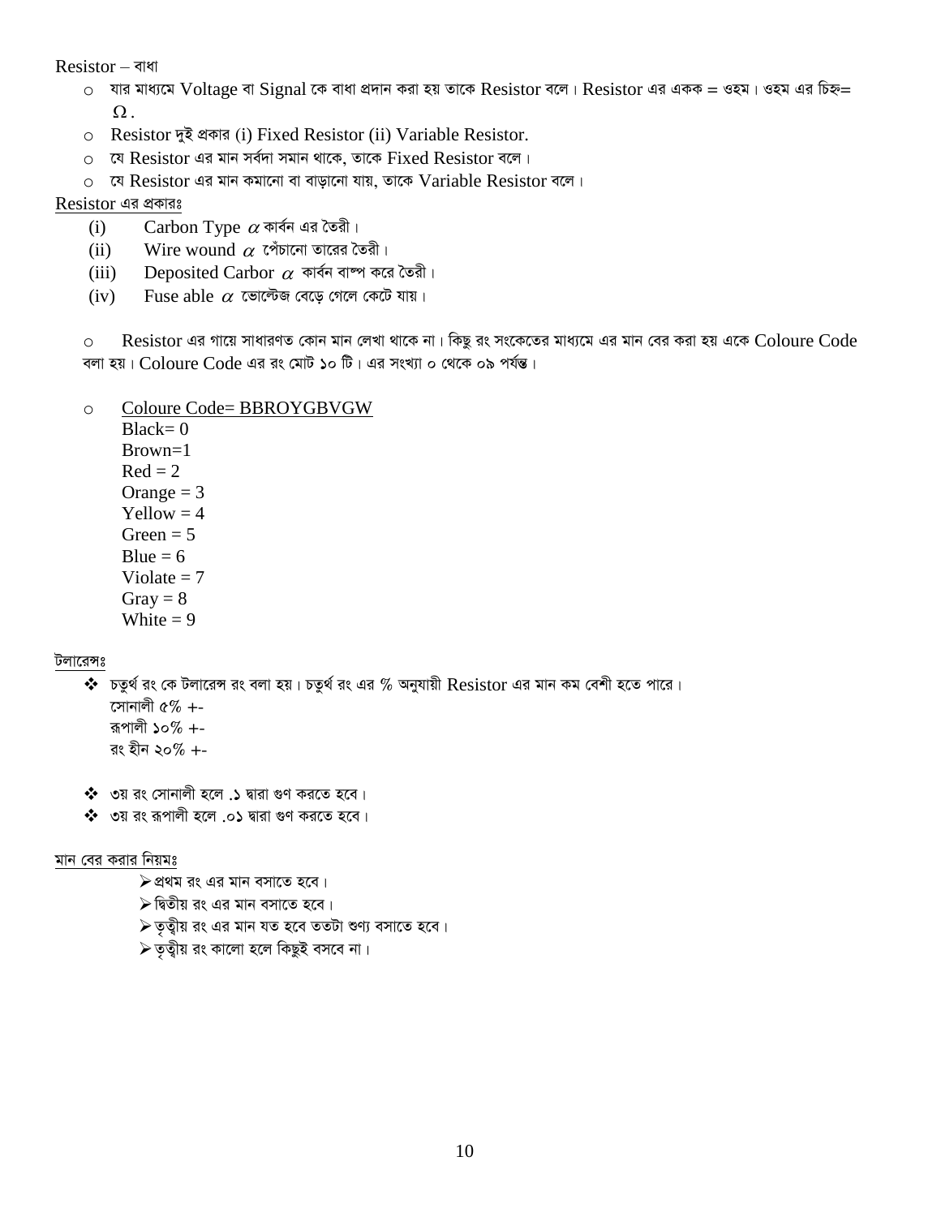Resistor – বাধা

- যার মাধ্যমে Voltage বা Signal কে বাধা প্রদান করা হয় তাকে Resistor বলে। Resistor এর একক = ওহম। ওহম এর চিহ্ন= $\Omega$.
- Resistor দুই প্রকার (i) Fixed Resistor (ii) Variable Resistor.
- যে Resistor এর মান সর্বদা সমান থাকে, তাকে Fixed Resistor বলে।
- যে Resistor এর মান কমানো বা বাড়ানো যায়, তাকে Variable Resistor বলে।

<u>Resistor এর প্রকারঃ</u>

(i) Carbon Type $\alpha$ কার্বন এর তৈরী।
(ii) Wire wound $\alpha$ পেঁচানো তারের তৈরী।
(iii) Deposited Carbor $\alpha$ কার্বন বাষ্প করে তৈরী।
(iv) Fuse able $\alpha$ ভোল্টেজ বেড়ে গেলে কেটে যায়।

- Resistor এর গায়ে সাধারণত কোন মান লেখা থাকে না। কিছু রং সংকেতের মাধ্যমে এর মান বের করা হয় একে Coloure Code বলা হয়। Coloure Code এর রং মোট ১০ টি। এর সংখ্যা ০ থেকে ০৯ পর্যন্ত।

- <u>Coloure Code= BBROYGBVGW</u>
  Black= 0
  Brown=1
  Red = 2
  Orange = 3
  Yellow = 4
  Green = 5
  Blue = 6
  Violate = 7
  Gray = 8
  White = 9

<u>টলারেন্সঃ</u>

- চতুর্থ রং কে টলারেন্স রং বলা হয়। চতুর্থ রং এর % অনুযায়ী Resistor এর মান কম বেশী হতে পারে।
  সোনালী ৫% +-
  রূপালী ১০% +-
  রং হীন ২০% +-

- ৩য় রং সোনালী হলে .১ দ্বারা গুণ করতে হবে।
- ৩য় রং রূপালী হলে .০১ দ্বারা গুণ করতে হবে।

<u>মান বের করার নিয়মঃ</u>

- প্রথম রং এর মান বসাতে হবে।
- দ্বিতীয় রং এর মান বসাতে হবে।
- তৃত্বীয় রং এর মান যত হবে ততটা শুণ্য বসাতে হবে।
- তৃত্বীয় রং কালো হলে কিছুই বসবে না।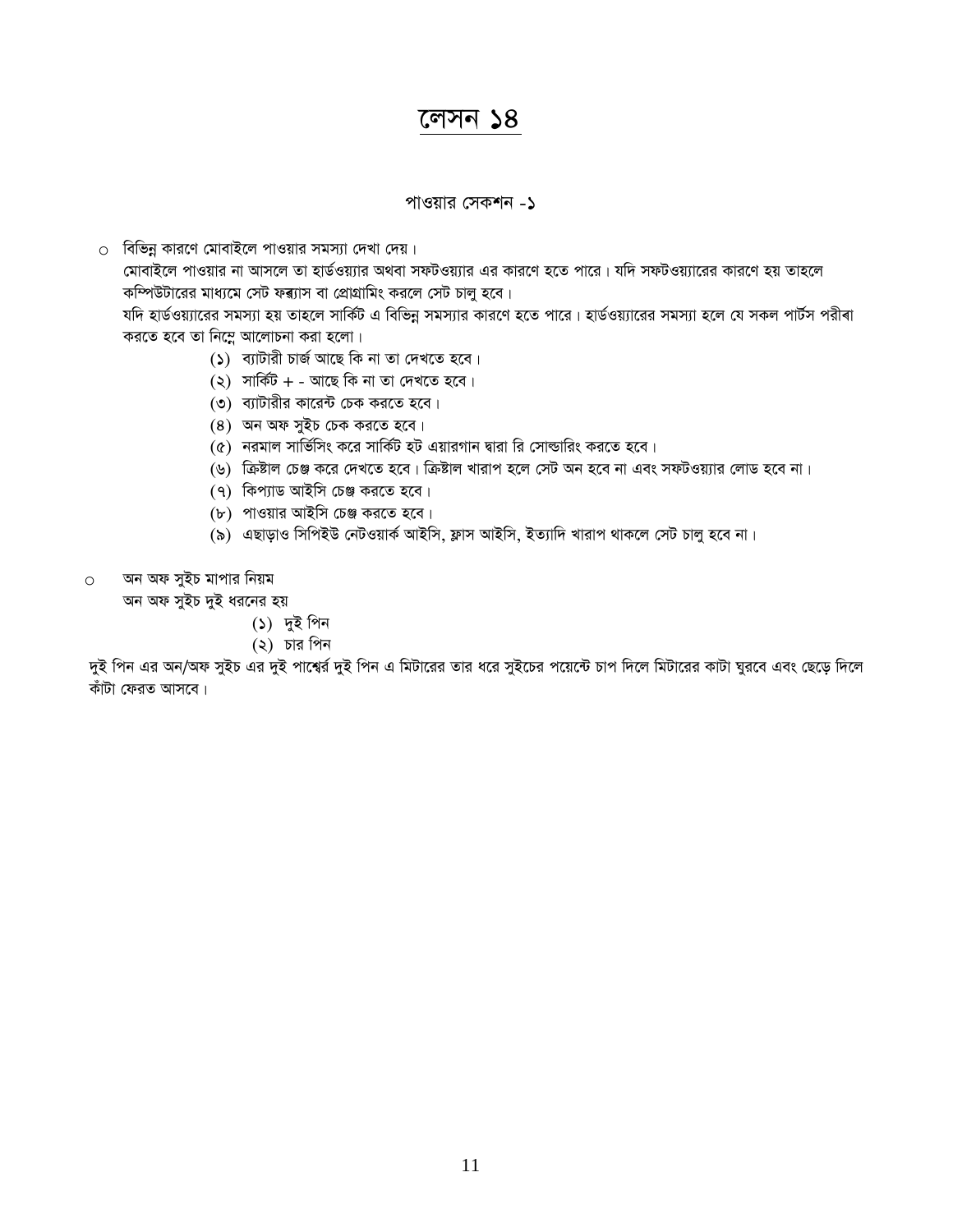# লেসন ১৪

## পাওয়ার সেকশন -১

- বিভিন্ন কারণে মোবাইলে পাওয়ার সমস্যা দেখা দেয়।
  মোবাইলে পাওয়ার না আসলে তা হার্ডওয়্যার অথবা সফটওয়্যার এর কারণে হতে পারে। যদি সফটওয়্যারের কারণে হয় তাহলে কম্পিউটারের মাধ্যমে সেট ফ্ল্যাস বা প্রোগ্রামিং করলে সেট চালু হবে।
  যদি হার্ডওয়্যারের সমস্যা হয় তাহলে সার্কিট এ বিভিন্ন সমস্যার কারণে হতে পারে। হার্ডওয়্যারের সমস্যা হলে যে সকল পার্টস পরীক্ষা করতে হবে তা নিম্নে আলোচনা করা হলো।
  (১) ব্যাটারী চার্জ আছে কি না তা দেখতে হবে।
  (২) সার্কিট + - আছে কি না তা দেখতে হবে।
  (৩) ব্যাটারীর কারেন্ট চেক করতে হবে।
  (৪) অন অফ সুইচ চেক করতে হবে।
  (৫) নরমাল সার্ভিসিং করে সার্কিট হট এয়ারগান দ্বারা রি সোল্ডারিং করতে হবে।
  (৬) ক্রিষ্টাল চেঞ্জ করে দেখতে হবে। ক্রিষ্টাল খারাপ হলে সেট অন হবে না এবং সফটওয়্যার লোড হবে না।
  (৭) কিপ্যাড আইসি চেঞ্জ করতে হবে।
  (৮) পাওয়ার আইসি চেঞ্জ করতে হবে।
  (৯) এছাড়াও সিপিইউ নেটওয়ার্ক আইসি, ফ্লাস আইসি, ইত্যাদি খারাপ থাকলে সেট চালু হবে না।

- অন অফ সুইচ মাপার নিয়ম
  অন অফ সুইচ দুই ধরনের হয়
  (১) দুই পিন
  (২) চার পিন

দুই পিন এর অন/অফ সুইচ এর দুই পাশ্বের দুই পিন এ মিটারের তার ধরে সুইচের পয়েন্টে চাপ দিলে মিটারের কাটা ঘুরবে এবং ছেড়ে দিলে কাঁটা ফেরত আসবে।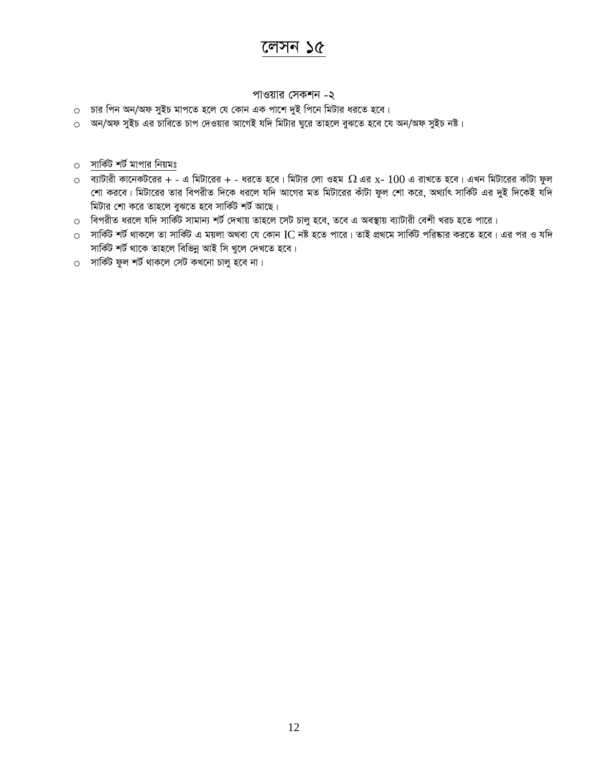# লেসন ১৫

পাওয়ার সেকশন -২

- চার পিন অন/অফ সুইচ মাপতে হলে যে কোন এক পাশে দুই পিনে মিটার ধরতে হবে।
- অন/অফ সুইচ এর চাবিতে চাপ দেওয়ার আগেই যদি মিটার ঘুরে তাহলে বুঝতে হবে যে অন/অফ সুইচ নষ্ট।

- <u>সার্কিট শর্ট মাপার নিয়মঃ</u>
- ব্যাটারী কানেকটরের + - এ মিটারের + - ধরতে হবে। মিটার লো ওহম Ω এর x- 100 এ রাখতে হবে। এখন মিটারের কাঁটা ফুল শো করবে। মিটারের তার বিপরীত দিকে ধরলে যদি আগের মত মিটারের কাঁটা ফুল শো করে, অর্থ্যাৎ সার্কিট এর দুই দিকেই যদি মিটার শো করে তাহলে বুঝতে হবে সার্কিট শর্ট আছে।
- বিপরীত ধরলে যদি সার্কিট সামান্য শর্ট দেখায় তাহলে সেট চালু হবে, তবে এ অবস্থায় ব্যাটারী বেশী খরচ হতে পারে।
- সার্কিট শর্ট থাকলে তা সার্কিট এ ময়লা অথবা যে কোন IC নষ্ট হতে পারে। তাই প্রথমে সার্কিট পরিষ্কার করতে হবে। এর পর ও যদি সার্কিট শর্ট থাকে তাহলে বিভিন্ন আই সি খুলে দেখতে হবে।
- সার্কিট ফুল শর্ট থাকলে সেট কখনো চালু হবে না।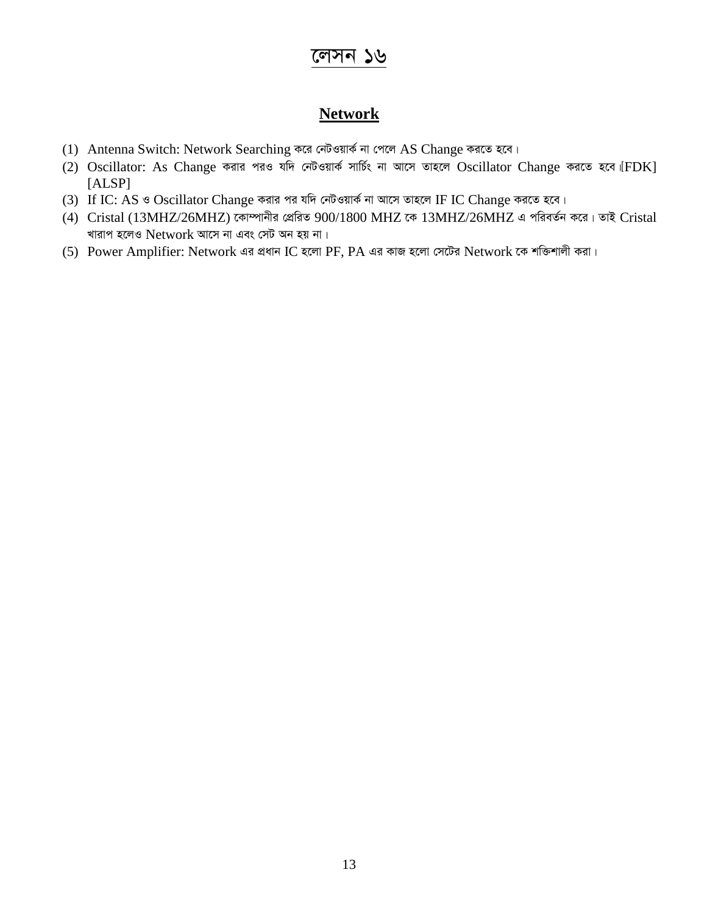# লেসন ১৬

## Network

(1) Antenna Switch: Network Searching করে নেটওয়ার্ক না পেলে AS Change করতে হবে।
(2) Oscillator: As Change করার পরও যদি নেটওয়ার্ক সার্চিং না আসে তাহলে Oscillator Change করতে হবে।[FDK] [ALSP]
(3) If IC: AS ও Oscillator Change করার পর যদি নেটওয়ার্ক না আসে তাহলে IF IC Change করতে হবে।
(4) Cristal (13MHZ/26MHZ) কোম্পানীর প্রেরিত 900/1800 MHZ কে 13MHZ/26MHZ এ পরিবর্তন করে। তাই Cristal খারাপ হলেও Network আসে না এবং সেট অন হয় না।
(5) Power Amplifier: Network এর প্রধান IC হলো PF, PA এর কাজ হলো সেটের Network কে শক্তিশালী করা।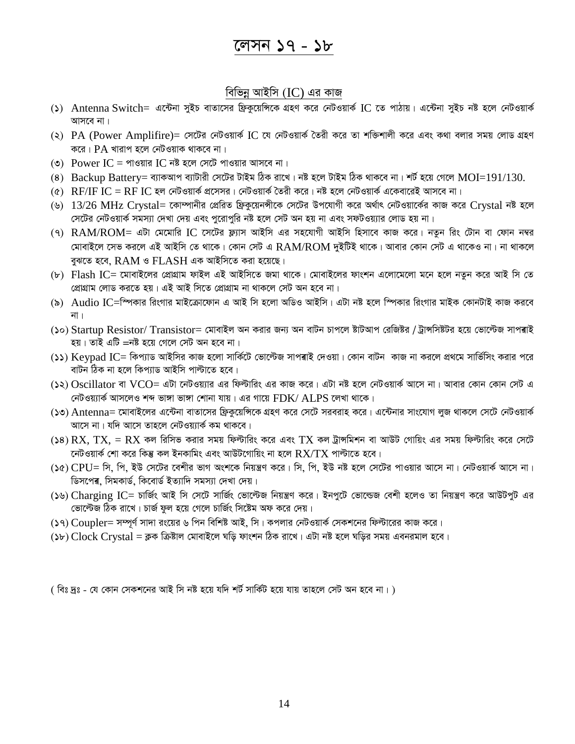# লেসন ১৭ - ১৮

## বিভিন্ন আইসি (IC) এর কাজ

(১) Antenna Switch= এন্টেনা সুইচ বাতাসের ফ্রিকুয়েন্সিকে গ্রহণ করে নেটওয়ার্ক IC তে পাঠায়। এন্টেনা সুইচ নষ্ট হলে নেটওয়ার্ক আসবে না।

(২) PA (Power Amplifire)= সেটের নেটওয়ার্ক IC যে নেটওয়ার্ক তৈরী করে তা শক্তিশালী করে এবং কথা বলার সময় লোড গ্রহণ করে। PA খারাপ হলে নেটওয়াক থাকবে না।

(৩) Power IC = পাওয়ার IC নষ্ট হলে সেটে পাওয়ার আসবে না।

(৪) Backup Battery= ব্যাকআপ ব্যাটারী সেটের টাইম ঠিক রাখে। নষ্ট হলে টাইম ঠিক থাকবে না। শর্ট হয়ে গেলে MOI=191/130.

(৫) RF/IF IC = RF IC হল নেটওয়ার্ক প্রসেসর। নেটওয়ার্ক তৈরী করে। নষ্ট হলে নেটওয়ার্ক একেবারেই আসবে না।

(৬) 13/26 MHz Crystal= কোম্পানীর প্রেরিত ফ্রিকুয়েনসীকে সেটের উপযোগী করে অর্থাৎ নেটওয়ার্কের কাজ করে Crystal নষ্ট হলে সেটের নেটওয়ার্ক সমস্যা দেখা দেয় এবং পুরোপুরি নষ্ট হলে সেট অন হয় না এবং সফটওয়্যার লোড হয় না।

(৭) RAM/ROM= এটা মেমোরি IC সেটের ফ্ল্যাস আইসি এর সহযোগী আইসি হিসাবে কাজ করে। নতুন রিং টোন বা ফোন নম্বর মোবাইলে সেভ করলে এই আইসি তে থাকে। কোন সেট এ RAM/ROM দুইটিই থাকে। আবার কোন সেট এ থাকেও না। না থাকলে বুঝতে হবে, RAM ও FLASH এক আইসিতে করা হয়েছে।

(৮) Flash IC= মোবাইলের প্রোগ্রাম ফাইল এই আইসিতে জমা থাকে। মোবাইলের ফাংশন এলোমেলো মনে হলে নতুন করে আই সি তে প্রোগ্রাম লোড করতে হয়। এই আই সিতে প্রোগ্রাম না থাকলে সেট অন হবে না।

(৯) Audio IC=স্পিকার রিংগার মাইক্রোফোন এ আই সি হলো অডিও আইসি। এটা নষ্ট হলে স্পিকার রিংগার মাইক কোনটাই কাজ করবে না।

(১০) Startup Resistor/ Transistor= মোবাইল অন করার জন্য অন বাটন চাপলে ষ্টাটআপ রেজিষ্টর / ট্রান্সিষ্টর হয়ে ভোল্টেজ সাপ্লাই হয়। তাই এটি =নষ্ট হয়ে গেলে সেট অন হবে না।

(১১) Keypad IC= কিপ্যাড আইসির কাজ হলো সার্কিটে ভোল্টেজ সাপ্লাই দেওয়া। কোন বাটন কাজ না করলে প্রথমে সার্ভিসিং করার পরে বাটন ঠিক না হলে কিপ্যাড আইসি পাল্টাতে হবে।

(১২) Oscillator বা VCO= এটা নেটওয়্যার এর ফিল্টারিং এর কাজ করে। এটা নষ্ট হলে নেটওয়ার্ক আসে না। আবার কোন কোন সেট এ নেটওয়্যার্ক আসলেও শব্দ ভাঙ্গা ভাঙ্গা শোনা যায়। এর গায়ে FDK/ ALPS লেখা থাকে।

(১৩) Antenna= মোবাইলের এন্টেনা বাতাসের ফ্রিকুয়েন্সিকে গ্রহণ করে সেটে সরবরাহ করে। এন্টেনার সাংযোগ লুজ থাকলে সেটে নেটওয়ার্ক আসে না। যদি আসে তাহলে নেটওয়্যার্ক কম থাকবে।

(১৪) RX, TX, = RX কল রিসিভ করার সময় ফিল্টারিং করে এবং TX কল ট্রান্সমিশন বা আউট গোয়িং এর সময় ফিল্টারিং করে সেটে নেটওয়ার্ক শো করে কিন্তু কল ইনকামিং এবং আউটগোয়িং না হলে RX/TX পাল্টাতে হবে।

(১৫) CPU= সি, পি, ইউ সেটের বেশীর ভাগ অংশকে নিয়ন্ত্রণ করে। সি, পি, ইউ নষ্ট হলে সেটের পাওয়ার আসে না। নেটওয়ার্ক আসে না। ডিসপ্লে, সিমকার্ড, কিবোর্ড ইত্যাদি সমস্যা দেখা দেয়।

(১৬) Charging IC= চার্জিং আই সি সেটে সার্জিং ভোল্টেজ নিয়ন্ত্রণ করে। ইনপুটে ভোল্ডেজ বেশী হলেও তা নিয়ন্ত্রণ করে আউটপুট এর ভোল্টেজ ঠিক রাখে। চার্জ ফুল হয়ে গেলে চার্জিং সিষ্টেম অফ করে দেয়।

(১৭) Coupler= সম্পূর্ণ সাদা রংয়ের ৬ পিন বিশিষ্ট আই, সি। কপলার নেটওয়ার্ক সেকশনের ফিল্টারের কাজ করে।

(১৮) Clock Crystal = ক্লক ক্রিষ্টাল মোবাইলে ঘড়ি ফাংশন ঠিক রাখে। এটা নষ্ট হলে ঘড়ির সময় এবনরমাল হবে।

( বিঃ দ্রঃ - যে কোন সেকশনের আই সি নষ্ট হয়ে যদি শর্ট সার্কিট হয়ে যায় তাহলে সেট অন হবে না। )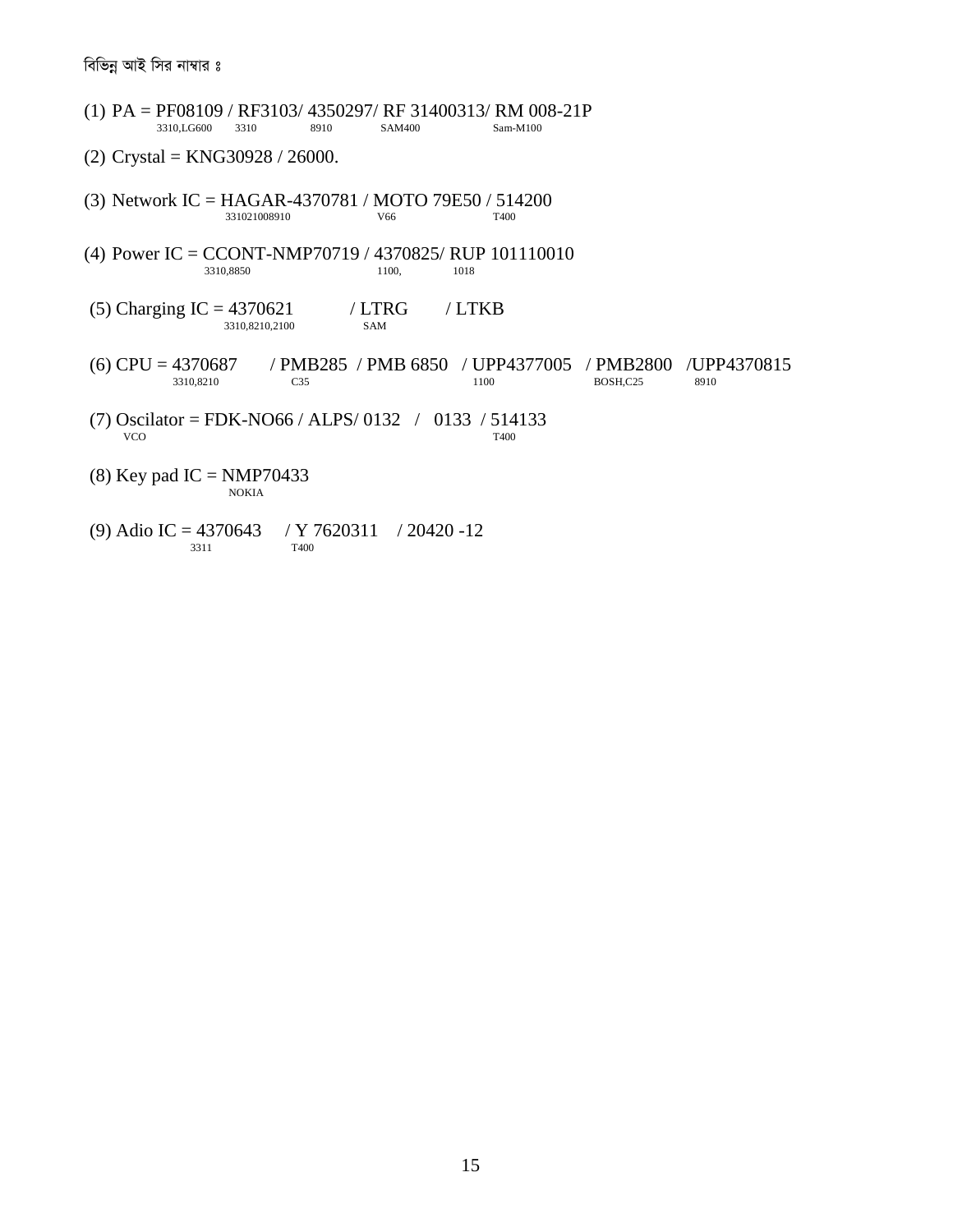বিভিন্ন আই সির নাম্বার ঃ

(1) PA = PF08109 / RF3103/ 4350297/ RF 31400313/ RM 008-21P
3310,LG600   3310   8910   SAM400   Sam-M100

(2) Crystal = KNG30928 / 26000.

(3) Network IC = HAGAR-4370781 / MOTO 79E50 / 514200
331021008910   V66   T400

(4) Power IC = CCONT-NMP70719 / 4370825/ RUP 101110010
3310,8850   1100,   1018

(5) Charging IC = 4370621 / LTRG / LTKB
3310,8210,2100   SAM

(6) CPU = 4370687 / PMB285 / PMB 6850 / UPP4377005 / PMB2800 /UPP4370815
3310,8210   C35   1100   BOSH,C25   8910

(7) Oscilator = FDK-NO66 / ALPS/ 0132 / 0133 / 514133
VCO   T400

(8) Key pad IC = NMP70433
NOKIA

(9) Adio IC = 4370643 / Y 7620311 / 20420 -12
3311   T400